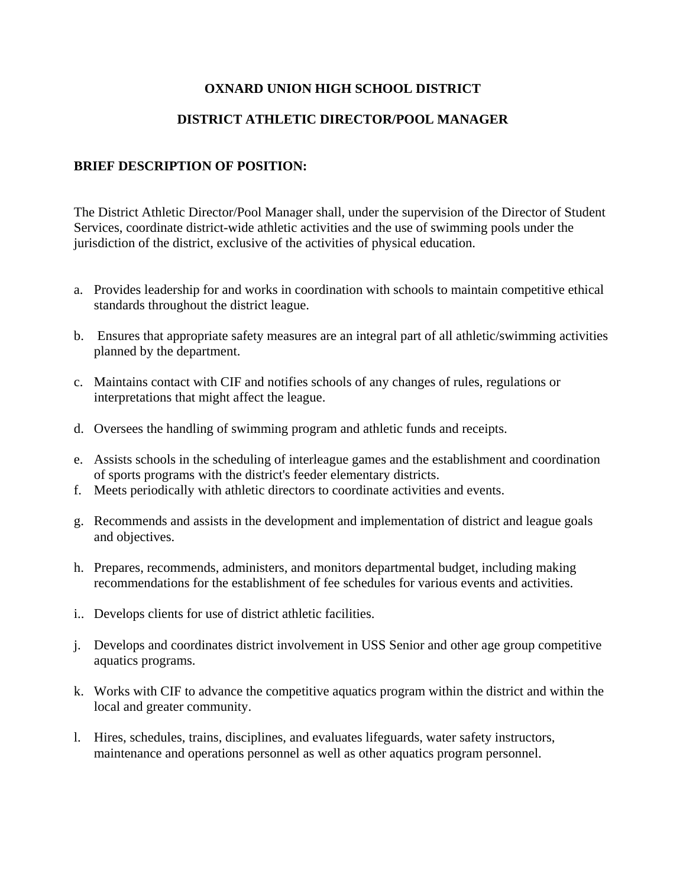# OXNARD UNION HIGH SCHOOL DISTRICT

## DISTRICT ATHLETIC DIRECTOR/POOL MANAGER

### BRIEF DESCRIPTION OF POSITION:

The District Athletic Director/Pool Manager shall, under the supervision of the Director of Student Services, coordinate district-wide athletic activities and the use of swimming pools under the jurisdiction of the district, exclusive of the activities of physical education.

a. Provides leadership for and works in coordination with schools to maintain competitive ethical standards throughout the district league.

b. Ensures that appropriate safety measures are an integral part of all athletic/swimming activities planned by the department.

c. Maintains contact with CIF and notifies schools of any changes of rules, regulations or interpretations that might affect the league.

d. Oversees the handling of swimming program and athletic funds and receipts.

e. Assists schools in the scheduling of interleague games and the establishment and coordination of sports programs with the district's feeder elementary districts.

f. Meets periodically with athletic directors to coordinate activities and events.

g. Recommends and assists in the development and implementation of district and league goals and objectives.

h. Prepares, recommends, administers, and monitors departmental budget, including making recommendations for the establishment of fee schedules for various events and activities.

i.. Develops clients for use of district athletic facilities.

j. Develops and coordinates district involvement in USS Senior and other age group competitive aquatics programs.

k. Works with CIF to advance the competitive aquatics program within the district and within the local and greater community.

l. Hires, schedules, trains, disciplines, and evaluates lifeguards, water safety instructors, maintenance and operations personnel as well as other aquatics program personnel.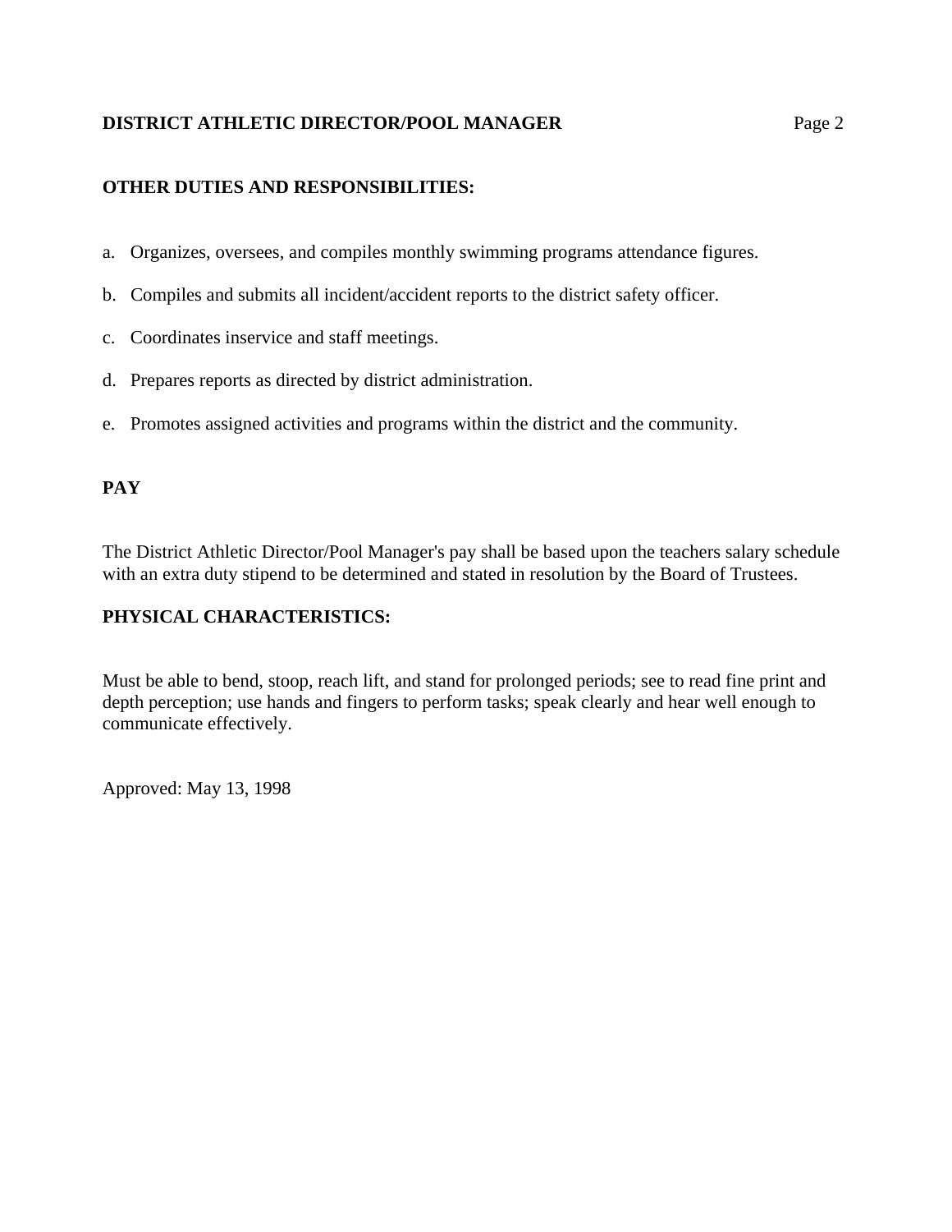## OTHER DUTIES AND RESPONSIBILITIES:

a. Organizes, oversees, and compiles monthly swimming programs attendance figures.

b. Compiles and submits all incident/accident reports to the district safety officer.

c. Coordinates inservice and staff meetings.

d. Prepares reports as directed by district administration.

e. Promotes assigned activities and programs within the district and the community.

## PAY

The District Athletic Director/Pool Manager's pay shall be based upon the teachers salary schedule with an extra duty stipend to be determined and stated in resolution by the Board of Trustees.

## PHYSICAL CHARACTERISTICS:

Must be able to bend, stoop, reach lift, and stand for prolonged periods; see to read fine print and depth perception; use hands and fingers to perform tasks; speak clearly and hear well enough to communicate effectively.

Approved: May 13, 1998